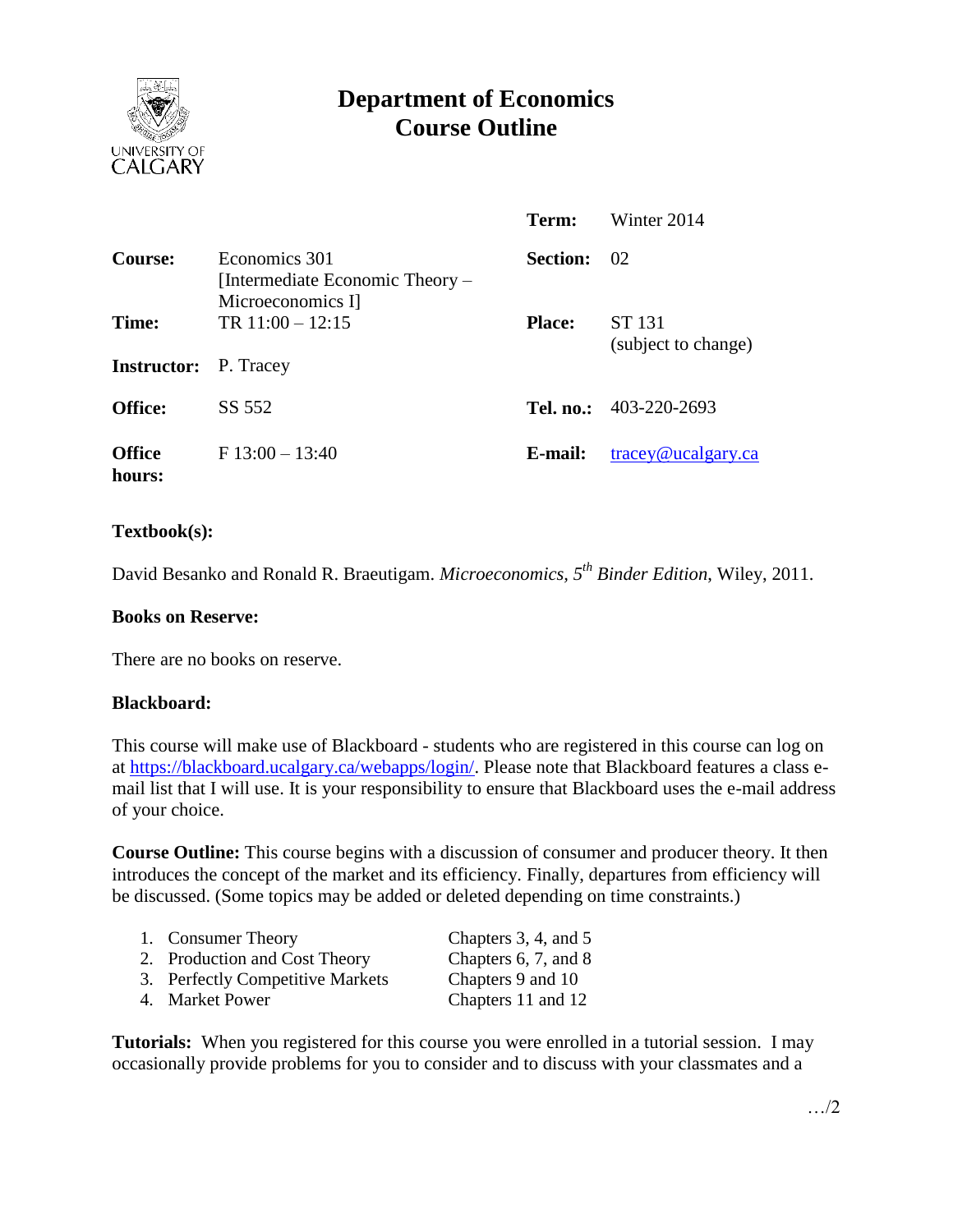# Department of Economics
## Course Outline

| | | | |
|---|---|---|---|
| | | **Term:** | Winter 2014 |
| **Course:** | Economics 301 [Intermediate Economic Theory – Microeconomics I] | **Section:** | 02 |
| **Time:** | TR 11:00 – 12:15 | **Place:** | ST 131 (subject to change) |
| **Instructor:** | P. Tracey | | |
| **Office:** | SS 552 | **Tel. no.:** | 403-220-2693 |
| **Office hours:** | F 13:00 – 13:40 | **E-mail:** | tracey@ucalgary.ca |

**Textbook(s):**

David Besanko and Ronald R. Braeutigam. *Microeconomics, 5th Binder Edition*, Wiley, 2011.

**Books on Reserve:**

There are no books on reserve.

**Blackboard:**

This course will make use of Blackboard - students who are registered in this course can log on at https://blackboard.ucalgary.ca/webapps/login/. Please note that Blackboard features a class e-mail list that I will use. It is your responsibility to ensure that Blackboard uses the e-mail address of your choice.

**Course Outline:** This course begins with a discussion of consumer and producer theory. It then introduces the concept of the market and its efficiency. Finally, departures from efficiency will be discussed. (Some topics may be added or deleted depending on time constraints.)

1. Consumer Theory — Chapters 3, 4, and 5
2. Production and Cost Theory — Chapters 6, 7, and 8
3. Perfectly Competitive Markets — Chapters 9 and 10
4. Market Power — Chapters 11 and 12

**Tutorials:** When you registered for this course you were enrolled in a tutorial session. I may occasionally provide problems for you to consider and to discuss with your classmates and a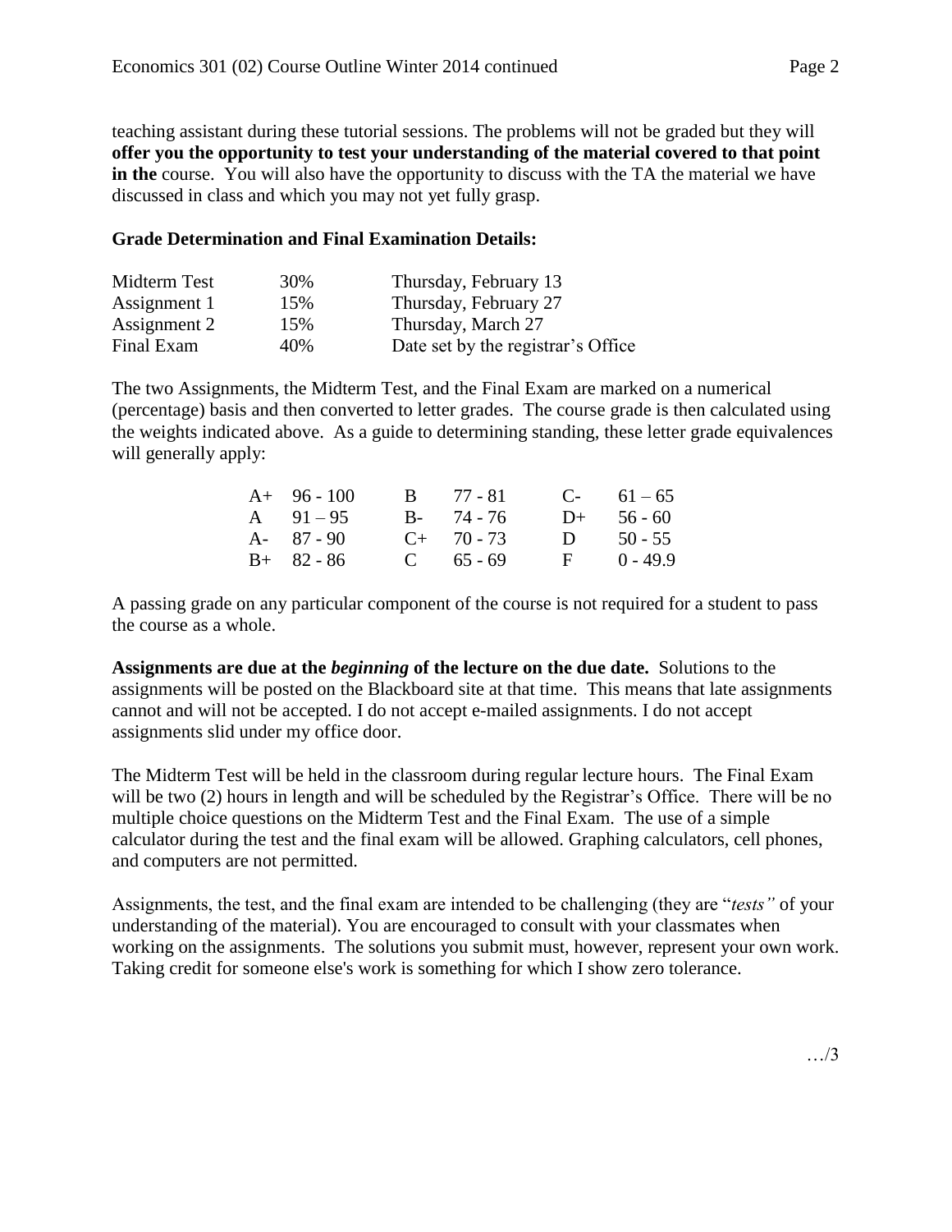teaching assistant during these tutorial sessions. The problems will not be graded but they will **offer you the opportunity to test your understanding of the material covered to that point in the** course. You will also have the opportunity to discuss with the TA the material we have discussed in class and which you may not yet fully grasp.

**Grade Determination and Final Examination Details:**

| | | |
|---|---|---|
| Midterm Test | 30% | Thursday, February 13 |
| Assignment 1 | 15% | Thursday, February 27 |
| Assignment 2 | 15% | Thursday, March 27 |
| Final Exam | 40% | Date set by the registrar's Office |

The two Assignments, the Midterm Test, and the Final Exam are marked on a numerical (percentage) basis and then converted to letter grades. The course grade is then calculated using the weights indicated above. As a guide to determining standing, these letter grade equivalences will generally apply:

| | | | | | |
|---|---|---|---|---|---|
| A+ | 96 - 100 | B | 77 - 81 | C- | 61 – 65 |
| A | 91 – 95 | B- | 74 - 76 | D+ | 56 - 60 |
| A- | 87 - 90 | C+ | 70 - 73 | D | 50 - 55 |
| B+ | 82 - 86 | C | 65 - 69 | F | 0 - 49.9 |

A passing grade on any particular component of the course is not required for a student to pass the course as a whole.

**Assignments are due at the *beginning* of the lecture on the due date.** Solutions to the assignments will be posted on the Blackboard site at that time. This means that late assignments cannot and will not be accepted. I do not accept e-mailed assignments. I do not accept assignments slid under my office door.

The Midterm Test will be held in the classroom during regular lecture hours. The Final Exam will be two (2) hours in length and will be scheduled by the Registrar's Office. There will be no multiple choice questions on the Midterm Test and the Final Exam. The use of a simple calculator during the test and the final exam will be allowed. Graphing calculators, cell phones, and computers are not permitted.

Assignments, the test, and the final exam are intended to be challenging (they are "*tests"* of your understanding of the material). You are encouraged to consult with your classmates when working on the assignments. The solutions you submit must, however, represent your own work. Taking credit for someone else's work is something for which I show zero tolerance.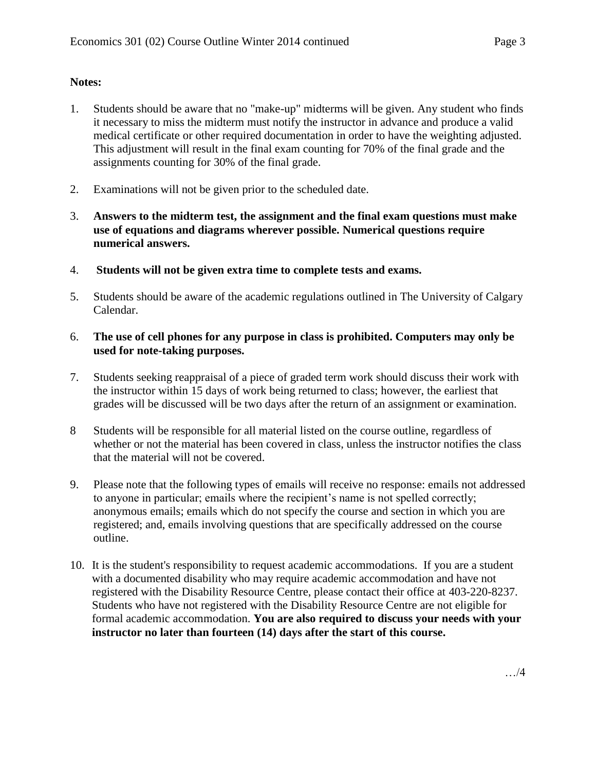**Notes:**

1. Students should be aware that no "make-up" midterms will be given. Any student who finds it necessary to miss the midterm must notify the instructor in advance and produce a valid medical certificate or other required documentation in order to have the weighting adjusted. This adjustment will result in the final exam counting for 70% of the final grade and the assignments counting for 30% of the final grade.

2. Examinations will not be given prior to the scheduled date.

3. **Answers to the midterm test, the assignment and the final exam questions must make use of equations and diagrams wherever possible. Numerical questions require numerical answers.**

4. **Students will not be given extra time to complete tests and exams.**

5. Students should be aware of the academic regulations outlined in The University of Calgary Calendar.

6. **The use of cell phones for any purpose in class is prohibited. Computers may only be used for note-taking purposes.**

7. Students seeking reappraisal of a piece of graded term work should discuss their work with the instructor within 15 days of work being returned to class; however, the earliest that grades will be discussed will be two days after the return of an assignment or examination.

8. Students will be responsible for all material listed on the course outline, regardless of whether or not the material has been covered in class, unless the instructor notifies the class that the material will not be covered.

9. Please note that the following types of emails will receive no response: emails not addressed to anyone in particular; emails where the recipient's name is not spelled correctly; anonymous emails; emails which do not specify the course and section in which you are registered; and, emails involving questions that are specifically addressed on the course outline.

10. It is the student's responsibility to request academic accommodations. If you are a student with a documented disability who may require academic accommodation and have not registered with the Disability Resource Centre, please contact their office at 403-220-8237. Students who have not registered with the Disability Resource Centre are not eligible for formal academic accommodation. **You are also required to discuss your needs with your instructor no later than fourteen (14) days after the start of this course.**

…/4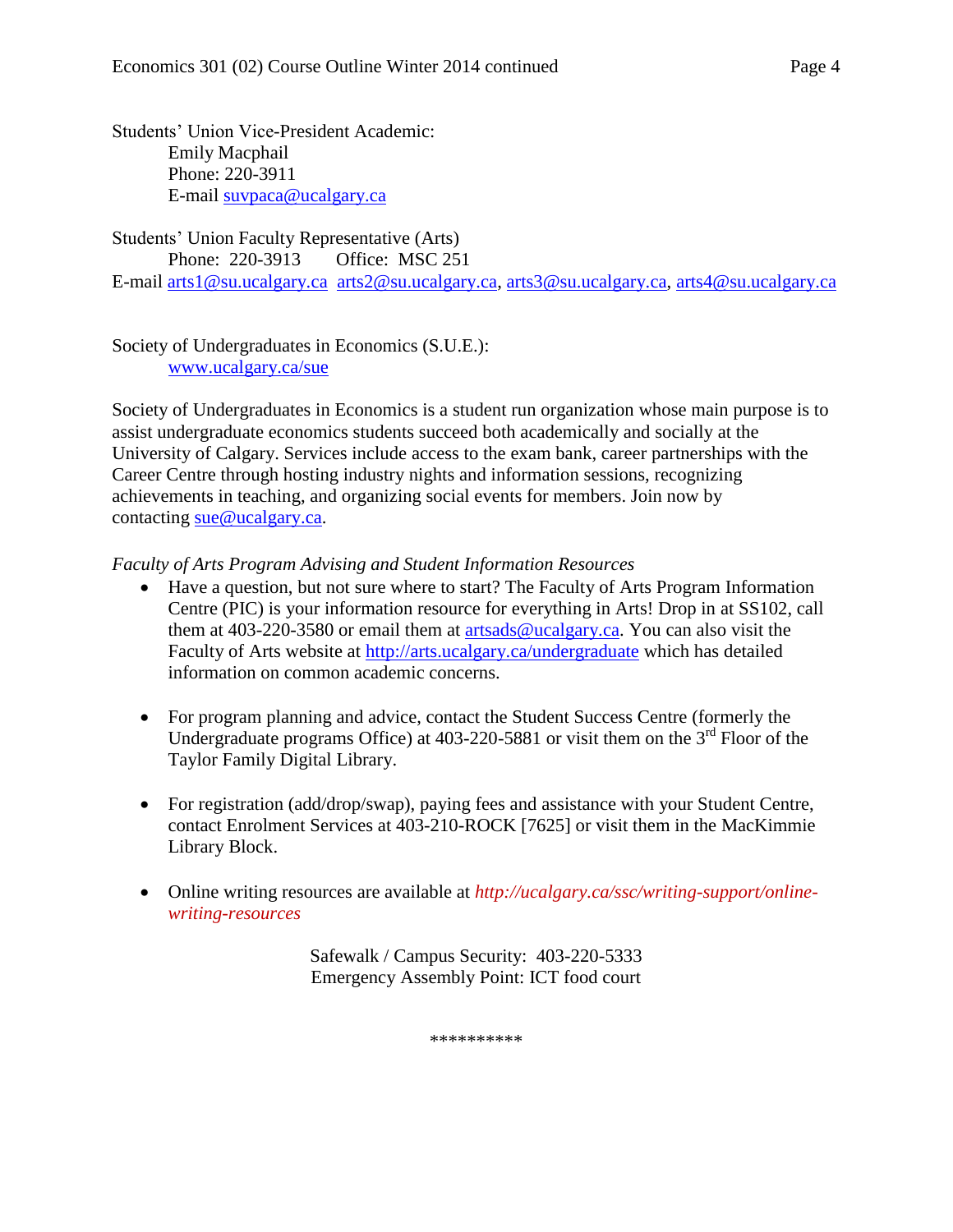Students' Union Vice-President Academic:
Emily Macphail
Phone: 220-3911
E-mail suvpaca@ucalgary.ca

Students' Union Faculty Representative (Arts)
Phone: 220-3913 Office: MSC 251
E-mail arts1@su.ucalgary.ca arts2@su.ucalgary.ca, arts3@su.ucalgary.ca, arts4@su.ucalgary.ca

Society of Undergraduates in Economics (S.U.E.):
www.ucalgary.ca/sue

Society of Undergraduates in Economics is a student run organization whose main purpose is to assist undergraduate economics students succeed both academically and socially at the University of Calgary. Services include access to the exam bank, career partnerships with the Career Centre through hosting industry nights and information sessions, recognizing achievements in teaching, and organizing social events for members. Join now by contacting sue@ucalgary.ca.

*Faculty of Arts Program Advising and Student Information Resources*

- Have a question, but not sure where to start? The Faculty of Arts Program Information Centre (PIC) is your information resource for everything in Arts! Drop in at SS102, call them at 403-220-3580 or email them at artsads@ucalgary.ca. You can also visit the Faculty of Arts website at http://arts.ucalgary.ca/undergraduate which has detailed information on common academic concerns.

- For program planning and advice, contact the Student Success Centre (formerly the Undergraduate programs Office) at 403-220-5881 or visit them on the 3rd Floor of the Taylor Family Digital Library.

- For registration (add/drop/swap), paying fees and assistance with your Student Centre, contact Enrolment Services at 403-210-ROCK [7625] or visit them in the MacKimmie Library Block.

- Online writing resources are available at *http://ucalgary.ca/ssc/writing-support/online-writing-resources*

Safewalk / Campus Security: 403-220-5333
Emergency Assembly Point: ICT food court

**********